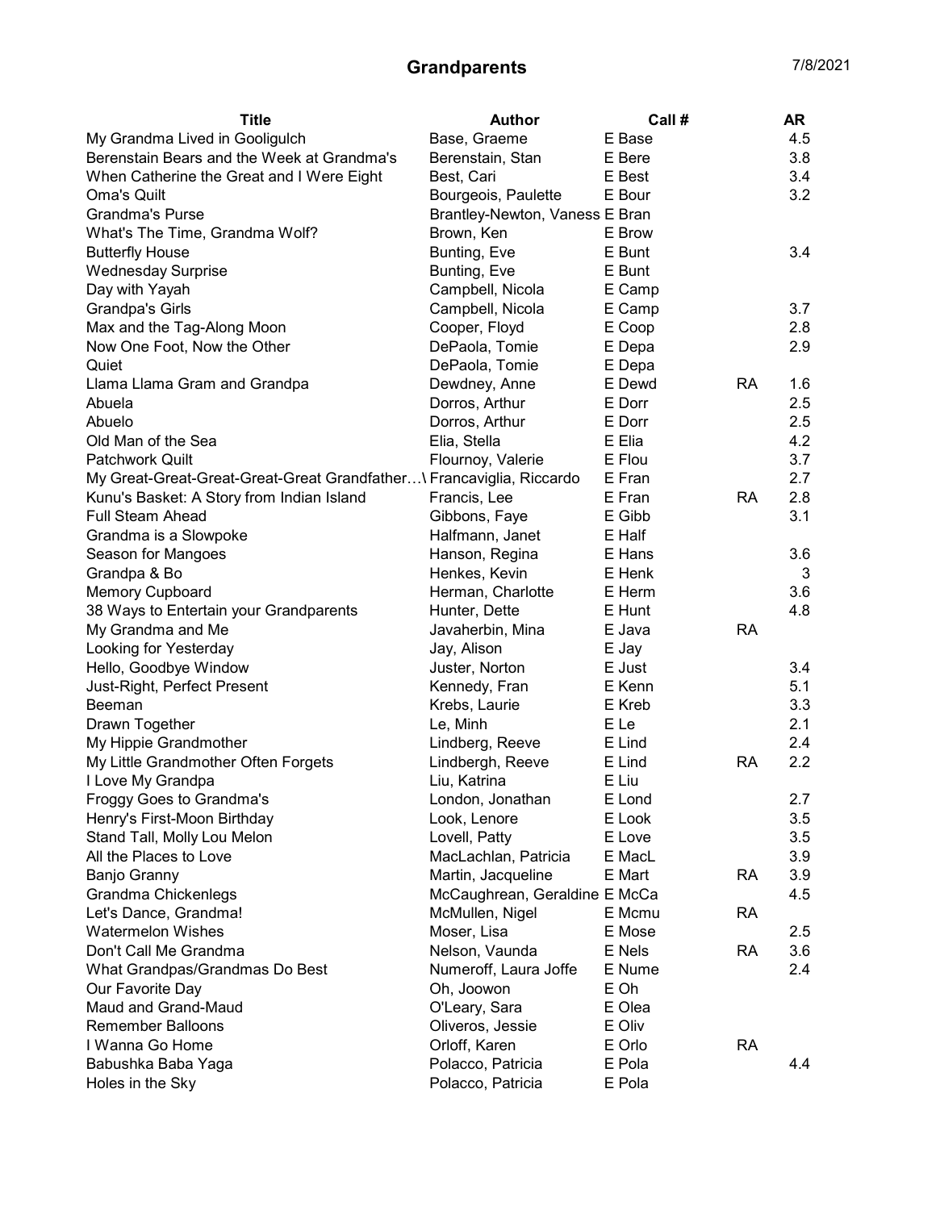# Grandparents

7/8/2021

| Title | Author | Call # | | AR |
|---|---|---|---|---|
| My Grandma Lived in Gooligulch | Base, Graeme | E Base | | 4.5 |
| Berenstain Bears and the Week at Grandma's | Berenstain, Stan | E Bere | | 3.8 |
| When Catherine the Great and I Were Eight | Best, Cari | E Best | | 3.4 |
| Oma's Quilt | Bourgeois, Paulette | E Bour | | 3.2 |
| Grandma's Purse | Brantley-Newton, Vaness | E Bran | | |
| What's The Time, Grandma Wolf? | Brown, Ken | E Brow | | |
| Butterfly House | Bunting, Eve | E Bunt | | 3.4 |
| Wednesday Surprise | Bunting, Eve | E Bunt | | |
| Day with Yayah | Campbell, Nicola | E Camp | | |
| Grandpa's Girls | Campbell, Nicola | E Camp | | 3.7 |
| Max and the Tag-Along Moon | Cooper, Floyd | E Coop | | 2.8 |
| Now One Foot, Now the Other | DePaola, Tomie | E Depa | | 2.9 |
| Quiet | DePaola, Tomie | E Depa | | |
| Llama Llama Gram and Grandpa | Dewdney, Anne | E Dewd | RA | 1.6 |
| Abuela | Dorros, Arthur | E Dorr | | 2.5 |
| Abuelo | Dorros, Arthur | E Dorr | | 2.5 |
| Old Man of the Sea | Elia, Stella | E Elia | | 4.2 |
| Patchwork Quilt | Flournoy, Valerie | E Flou | | 3.7 |
| My Great-Great-Great-Great-Great Grandfather…\ | Francaviglia, Riccardo | E Fran | | 2.7 |
| Kunu's Basket: A Story from Indian Island | Francis, Lee | E Fran | RA | 2.8 |
| Full Steam Ahead | Gibbons, Faye | E Gibb | | 3.1 |
| Grandma is a Slowpoke | Halfmann, Janet | E Half | | |
| Season for Mangoes | Hanson, Regina | E Hans | | 3.6 |
| Grandpa & Bo | Henkes, Kevin | E Henk | | 3 |
| Memory Cupboard | Herman, Charlotte | E Herm | | 3.6 |
| 38 Ways to Entertain your Grandparents | Hunter, Dette | E Hunt | | 4.8 |
| My Grandma and Me | Javaherbin, Mina | E Java | RA | |
| Looking for Yesterday | Jay, Alison | E Jay | | |
| Hello, Goodbye Window | Juster, Norton | E Just | | 3.4 |
| Just-Right, Perfect Present | Kennedy, Fran | E Kenn | | 5.1 |
| Beeman | Krebs, Laurie | E Kreb | | 3.3 |
| Drawn Together | Le, Minh | E Le | | 2.1 |
| My Hippie Grandmother | Lindberg, Reeve | E Lind | | 2.4 |
| My Little Grandmother Often Forgets | Lindbergh, Reeve | E Lind | RA | 2.2 |
| I Love My Grandpa | Liu, Katrina | E Liu | | |
| Froggy Goes to Grandma's | London, Jonathan | E Lond | | 2.7 |
| Henry's First-Moon Birthday | Look, Lenore | E Look | | 3.5 |
| Stand Tall, Molly Lou Melon | Lovell, Patty | E Love | | 3.5 |
| All the Places to Love | MacLachlan, Patricia | E MacL | | 3.9 |
| Banjo Granny | Martin, Jacqueline | E Mart | RA | 3.9 |
| Grandma Chickenlegs | McCaughrean, Geraldine | E McCa | | 4.5 |
| Let's Dance, Grandma! | McMullen, Nigel | E Mcmu | RA | |
| Watermelon Wishes | Moser, Lisa | E Mose | | 2.5 |
| Don't Call Me Grandma | Nelson, Vaunda | E Nels | RA | 3.6 |
| What Grandpas/Grandmas Do Best | Numeroff, Laura Joffe | E Nume | | 2.4 |
| Our Favorite Day | Oh, Joowon | E Oh | | |
| Maud and Grand-Maud | O'Leary, Sara | E Olea | | |
| Remember Balloons | Oliveros, Jessie | E Oliv | | |
| I Wanna Go Home | Orloff, Karen | E Orlo | RA | |
| Babushka Baba Yaga | Polacco, Patricia | E Pola | | 4.4 |
| Holes in the Sky | Polacco, Patricia | E Pola | | |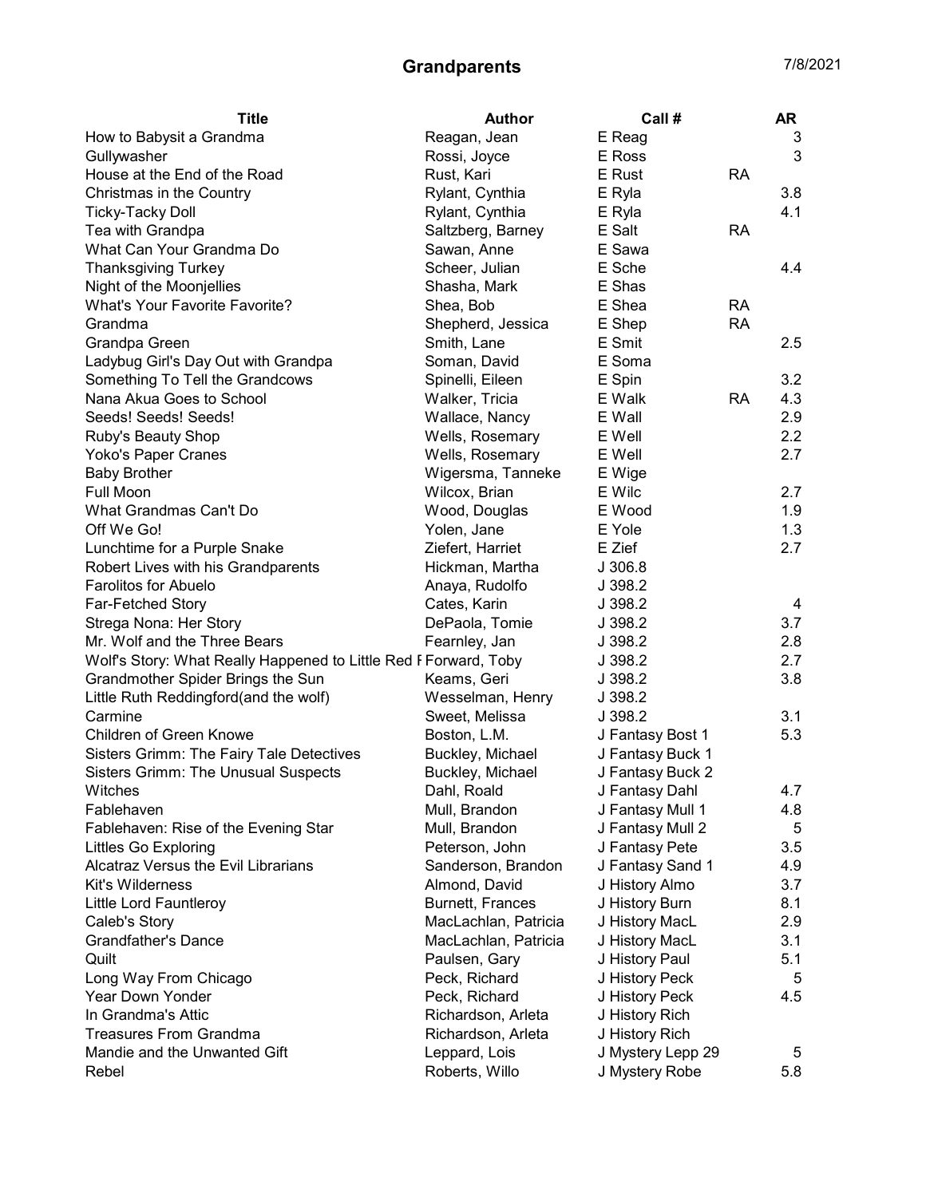# Grandparents

7/8/2021

| Title | Author | Call # | | AR |
|---|---|---|---|---|
| How to Babysit a Grandma | Reagan, Jean | E Reag | | 3 |
| Gullywasher | Rossi, Joyce | E Ross | | 3 |
| House at the End of the Road | Rust, Kari | E Rust | RA | |
| Christmas in the Country | Rylant, Cynthia | E Ryla | | 3.8 |
| Ticky-Tacky Doll | Rylant, Cynthia | E Ryla | | 4.1 |
| Tea with Grandpa | Saltzberg, Barney | E Salt | RA | |
| What Can Your Grandma Do | Sawan, Anne | E Sawa | | |
| Thanksgiving Turkey | Scheer, Julian | E Sche | | 4.4 |
| Night of the Moonjellies | Shasha, Mark | E Shas | | |
| What's Your Favorite Favorite? | Shea, Bob | E Shea | RA | |
| Grandma | Shepherd, Jessica | E Shep | RA | |
| Grandpa Green | Smith, Lane | E Smit | | 2.5 |
| Ladybug Girl's Day Out with Grandpa | Soman, David | E Soma | | |
| Something To Tell the Grandcows | Spinelli, Eileen | E Spin | | 3.2 |
| Nana Akua Goes to School | Walker, Tricia | E Walk | RA | 4.3 |
| Seeds! Seeds! Seeds! | Wallace, Nancy | E Wall | | 2.9 |
| Ruby's Beauty Shop | Wells, Rosemary | E Well | | 2.2 |
| Yoko's Paper Cranes | Wells, Rosemary | E Well | | 2.7 |
| Baby Brother | Wigersma, Tanneke | E Wige | | |
| Full Moon | Wilcox, Brian | E Wilc | | 2.7 |
| What Grandmas Can't Do | Wood, Douglas | E Wood | | 1.9 |
| Off We Go! | Yolen, Jane | E Yole | | 1.3 |
| Lunchtime for a Purple Snake | Ziefert, Harriet | E Zief | | 2.7 |
| Robert Lives with his Grandparents | Hickman, Martha | J 306.8 | | |
| Farolitos for Abuelo | Anaya, Rudolfo | J 398.2 | | |
| Far-Fetched Story | Cates, Karin | J 398.2 | | 4 |
| Strega Nona: Her Story | DePaola, Tomie | J 398.2 | | 3.7 |
| Mr. Wolf and the Three Bears | Fearnley, Jan | J 398.2 | | 2.8 |
| Wolf's Story: What Really Happened to Little Red F | Forward, Toby | J 398.2 | | 2.7 |
| Grandmother Spider Brings the Sun | Keams, Geri | J 398.2 | | 3.8 |
| Little Ruth Reddingford(and the wolf) | Wesselman, Henry | J 398.2 | | |
| Carmine | Sweet, Melissa | J 398.2 | | 3.1 |
| Children of Green Knowe | Boston, L.M. | J Fantasy Bost 1 | | 5.3 |
| Sisters Grimm: The Fairy Tale Detectives | Buckley, Michael | J Fantasy Buck 1 | | |
| Sisters Grimm: The Unusual Suspects | Buckley, Michael | J Fantasy Buck 2 | | |
| Witches | Dahl, Roald | J Fantasy Dahl | | 4.7 |
| Fablehaven | Mull, Brandon | J Fantasy Mull 1 | | 4.8 |
| Fablehaven: Rise of the Evening Star | Mull, Brandon | J Fantasy Mull 2 | | 5 |
| Littles Go Exploring | Peterson, John | J Fantasy Pete | | 3.5 |
| Alcatraz Versus the Evil Librarians | Sanderson, Brandon | J Fantasy Sand 1 | | 4.9 |
| Kit's Wilderness | Almond, David | J History Almo | | 3.7 |
| Little Lord Fauntleroy | Burnett, Frances | J History Burn | | 8.1 |
| Caleb's Story | MacLachlan, Patricia | J History MacL | | 2.9 |
| Grandfather's Dance | MacLachlan, Patricia | J History MacL | | 3.1 |
| Quilt | Paulsen, Gary | J History Paul | | 5.1 |
| Long Way From Chicago | Peck, Richard | J History Peck | | 5 |
| Year Down Yonder | Peck, Richard | J History Peck | | 4.5 |
| In Grandma's Attic | Richardson, Arleta | J History Rich | | |
| Treasures From Grandma | Richardson, Arleta | J History Rich | | |
| Mandie and the Unwanted Gift | Leppard, Lois | J Mystery Lepp 29 | | 5 |
| Rebel | Roberts, Willo | J Mystery Robe | | 5.8 |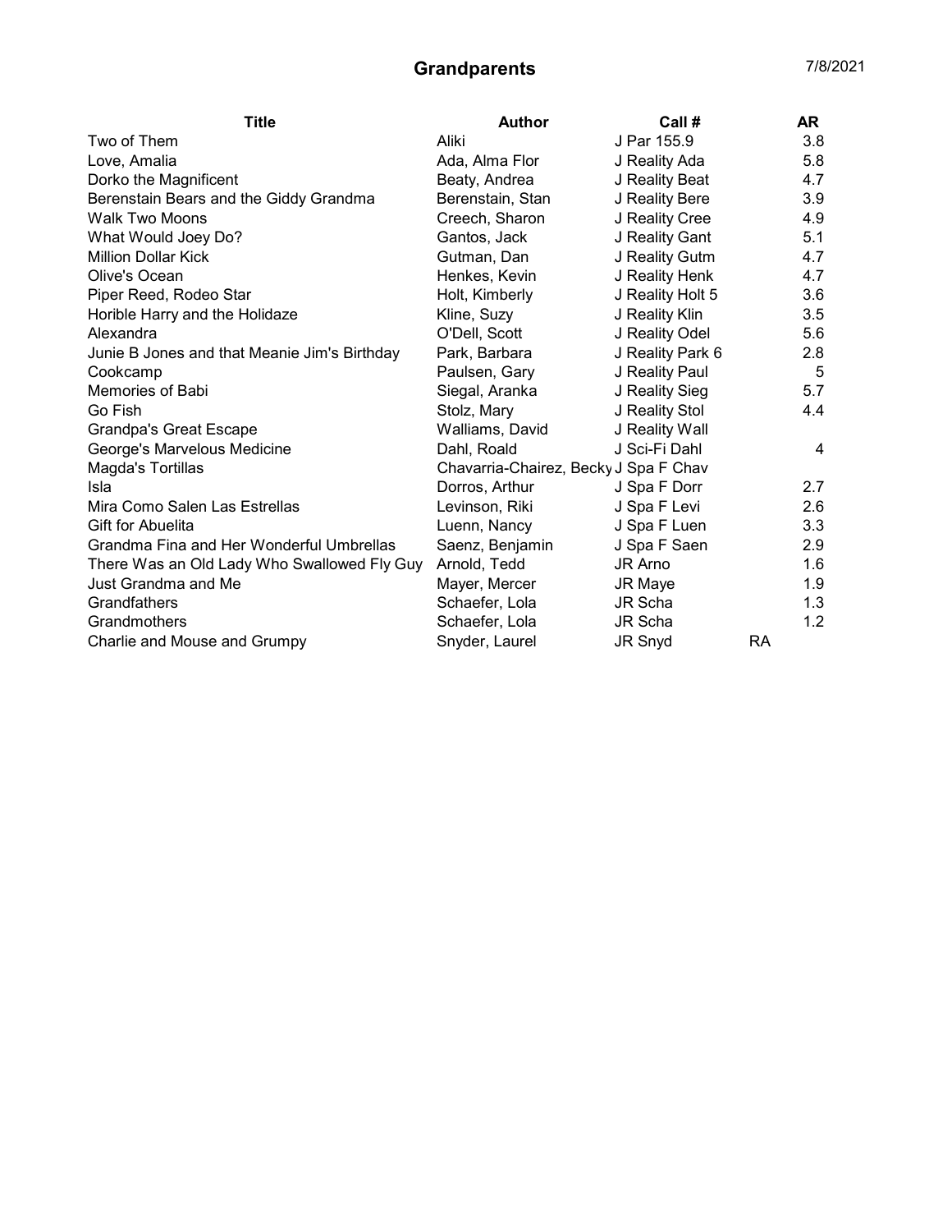# Grandparents

7/8/2021

| Title | Author | Call # | AR |
|---|---|---|---|
| Two of Them | Aliki | J Par 155.9 | 3.8 |
| Love, Amalia | Ada, Alma Flor | J Reality Ada | 5.8 |
| Dorko the Magnificent | Beaty, Andrea | J Reality Beat | 4.7 |
| Berenstain Bears and the Giddy Grandma | Berenstain, Stan | J Reality Bere | 3.9 |
| Walk Two Moons | Creech, Sharon | J Reality Cree | 4.9 |
| What Would Joey Do? | Gantos, Jack | J Reality Gant | 5.1 |
| Million Dollar Kick | Gutman, Dan | J Reality Gutm | 4.7 |
| Olive's Ocean | Henkes, Kevin | J Reality Henk | 4.7 |
| Piper Reed, Rodeo Star | Holt, Kimberly | J Reality Holt 5 | 3.6 |
| Horible Harry and the Holidaze | Kline, Suzy | J Reality Klin | 3.5 |
| Alexandra | O'Dell, Scott | J Reality Odel | 5.6 |
| Junie B Jones and that Meanie Jim's Birthday | Park, Barbara | J Reality Park 6 | 2.8 |
| Cookcamp | Paulsen, Gary | J Reality Paul | 5 |
| Memories of Babi | Siegal, Aranka | J Reality Sieg | 5.7 |
| Go Fish | Stolz, Mary | J Reality Stol | 4.4 |
| Grandpa's Great Escape | Walliams, David | J Reality Wall | |
| George's Marvelous Medicine | Dahl, Roald | J Sci-Fi Dahl | 4 |
| Magda's Tortillas | Chavarria-Chairez, Becky | J Spa F Chav | |
| Isla | Dorros, Arthur | J Spa F Dorr | 2.7 |
| Mira Como Salen Las Estrellas | Levinson, Riki | J Spa F Levi | 2.6 |
| Gift for Abuelita | Luenn, Nancy | J Spa F Luen | 3.3 |
| Grandma Fina and Her Wonderful Umbrellas | Saenz, Benjamin | J Spa F Saen | 2.9 |
| There Was an Old Lady Who Swallowed Fly Guy | Arnold, Tedd | JR Arno | 1.6 |
| Just Grandma and Me | Mayer, Mercer | JR Maye | 1.9 |
| Grandfathers | Schaefer, Lola | JR Scha | 1.3 |
| Grandmothers | Schaefer, Lola | JR Scha | 1.2 |
| Charlie and Mouse and Grumpy | Snyder, Laurel | JR Snyd | RA |